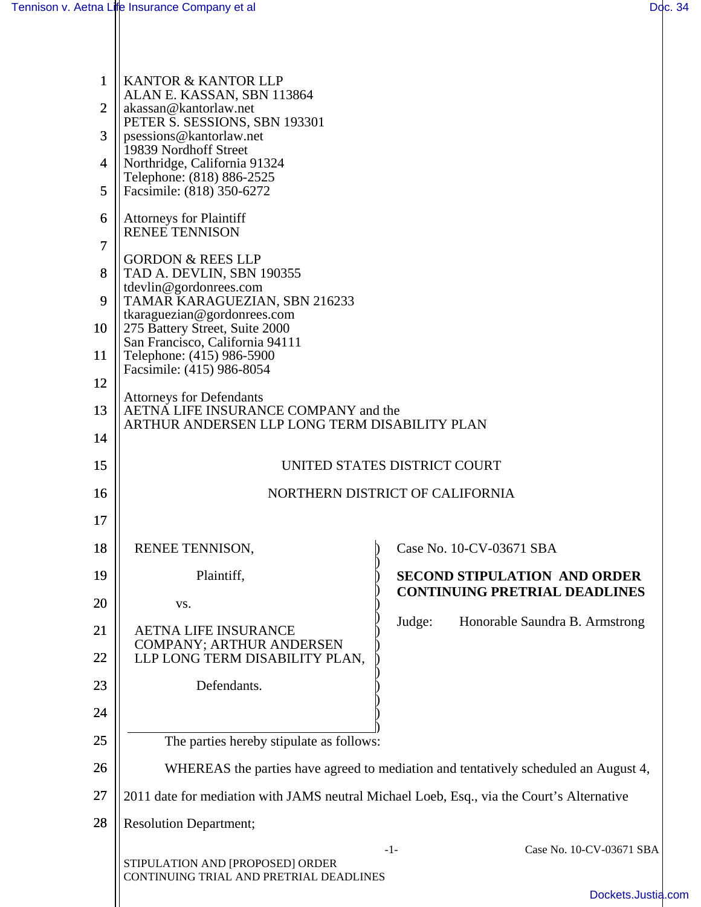KANTOR & KANTOR LLP
ALAN E. KASSAN, SBN 113864
akassan@kantorlaw.net
PETER S. SESSIONS, SBN 193301
psessions@kantorlaw.net
19839 Nordhoff Street
Northridge, California 91324
Telephone: (818) 886-2525
Facsimile: (818) 350-6272

Attorneys for Plaintiff
RENEE TENNISON

GORDON & REES LLP
TAD A. DEVLIN, SBN 190355
tdevlin@gordonrees.com
TAMAR KARAGUEZIAN, SBN 216233
tkaraguezian@gordonrees.com
275 Battery Street, Suite 2000
San Francisco, California 94111
Telephone: (415) 986-5900
Facsimile: (415) 986-8054

Attorneys for Defendants
AETNA LIFE INSURANCE COMPANY and the
ARTHUR ANDERSEN LLP LONG TERM DISABILITY PLAN

UNITED STATES DISTRICT COURT

NORTHERN DISTRICT OF CALIFORNIA

RENEE TENNISON,

Plaintiff,

vs.

AETNA LIFE INSURANCE COMPANY; ARTHUR ANDERSEN LLP LONG TERM DISABILITY PLAN,

Defendants.

Case No. 10-CV-03671 SBA

**SECOND STIPULATION AND ORDER CONTINUING PRETRIAL DEADLINES**

Judge: Honorable Saundra B. Armstrong

The parties hereby stipulate as follows:

WHEREAS the parties have agreed to mediation and tentatively scheduled an August 4, 2011 date for mediation with JAMS neutral Michael Loeb, Esq., via the Court's Alternative Resolution Department;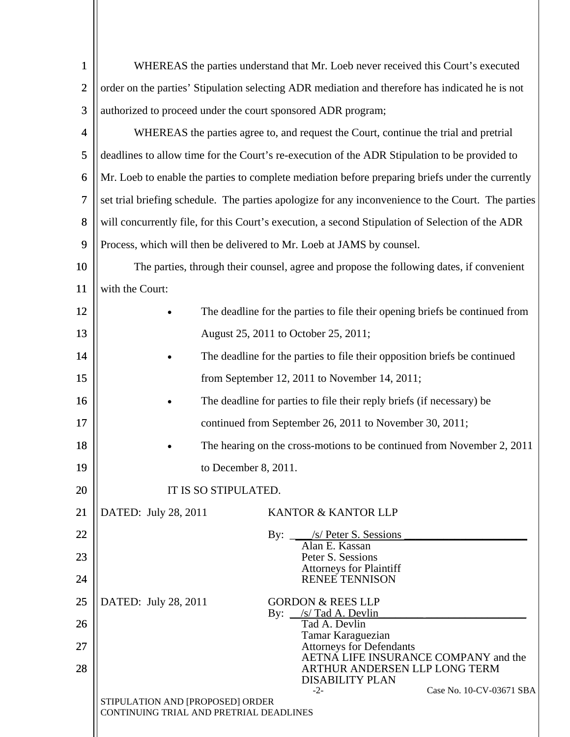WHEREAS the parties understand that Mr. Loeb never received this Court's executed order on the parties' Stipulation selecting ADR mediation and therefore has indicated he is not authorized to proceed under the court sponsored ADR program;

WHEREAS the parties agree to, and request the Court, continue the trial and pretrial deadlines to allow time for the Court's re-execution of the ADR Stipulation to be provided to Mr. Loeb to enable the parties to complete mediation before preparing briefs under the currently set trial briefing schedule. The parties apologize for any inconvenience to the Court. The parties will concurrently file, for this Court's execution, a second Stipulation of Selection of the ADR Process, which will then be delivered to Mr. Loeb at JAMS by counsel.

The parties, through their counsel, agree and propose the following dates, if convenient with the Court:

- The deadline for the parties to file their opening briefs be continued from August 25, 2011 to October 25, 2011;
- The deadline for the parties to file their opposition briefs be continued from September 12, 2011 to November 14, 2011;
- The deadline for parties to file their reply briefs (if necessary) be continued from September 26, 2011 to November 30, 2011;
- The hearing on the cross-motions to be continued from November 2, 2011 to December 8, 2011.

IT IS SO STIPULATED.

DATED: July 28, 2011

KANTOR & KANTOR LLP

By: /s/ Peter S. Sessions
Alan E. Kassan
Peter S. Sessions
Attorneys for Plaintiff
RENEE TENNISON

DATED: July 28, 2011

GORDON & REES LLP

By: /s/ Tad A. Devlin
Tad A. Devlin
Tamar Karaguezian
Attorneys for Defendants
AETNA LIFE INSURANCE COMPANY and the ARTHUR ANDERSEN LLP LONG TERM DISABILITY PLAN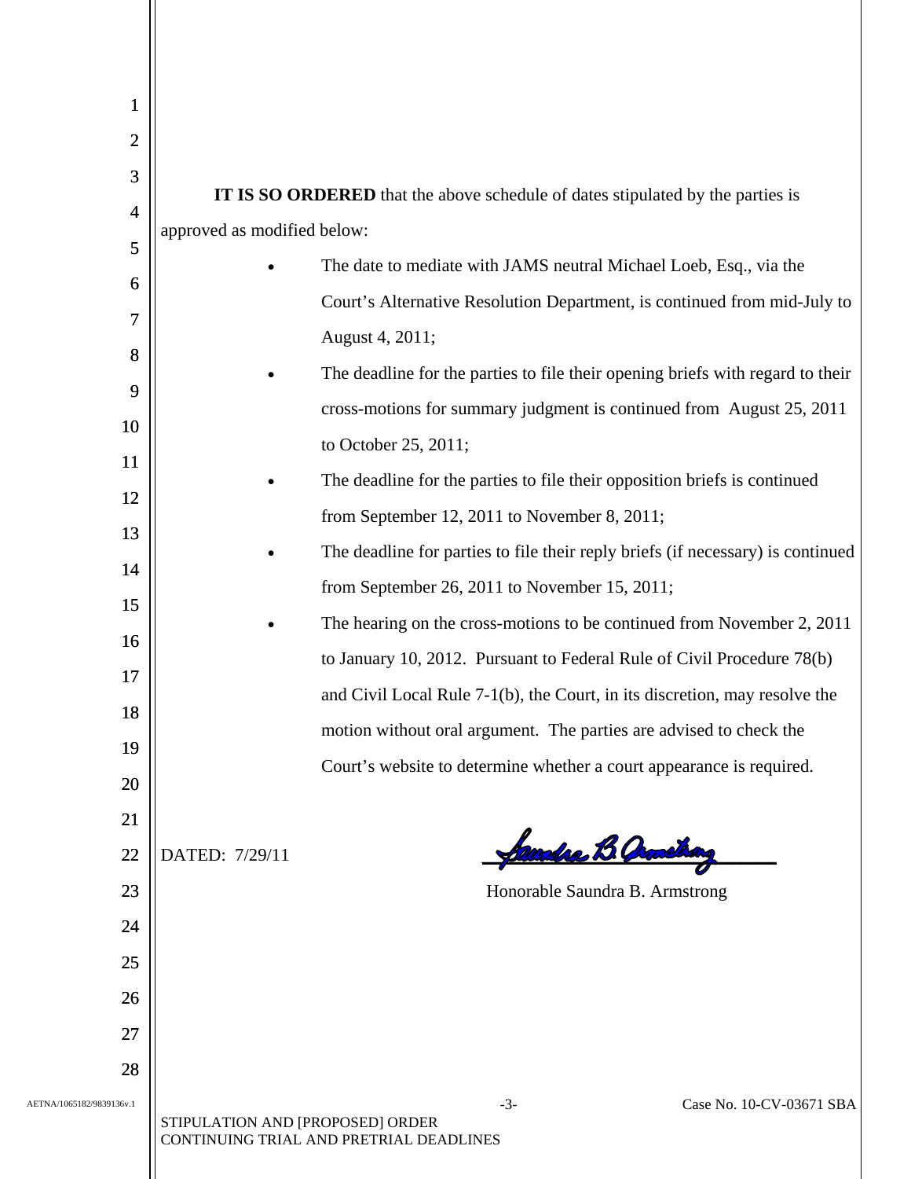**IT IS SO ORDERED** that the above schedule of dates stipulated by the parties is approved as modified below:

- The date to mediate with JAMS neutral Michael Loeb, Esq., via the Court's Alternative Resolution Department, is continued from mid-July to August 4, 2011;
- The deadline for the parties to file their opening briefs with regard to their cross-motions for summary judgment is continued from August 25, 2011 to October 25, 2011;
- The deadline for the parties to file their opposition briefs is continued from September 12, 2011 to November 8, 2011;
- The deadline for parties to file their reply briefs (if necessary) is continued from September 26, 2011 to November 15, 2011;
- The hearing on the cross-motions to be continued from November 2, 2011 to January 10, 2012. Pursuant to Federal Rule of Civil Procedure 78(b) and Civil Local Rule 7-1(b), the Court, in its discretion, may resolve the motion without oral argument. The parties are advised to check the Court's website to determine whether a court appearance is required.

DATED: 7/29/11

Saundra B. Armstrong

Honorable Saundra B. Armstrong